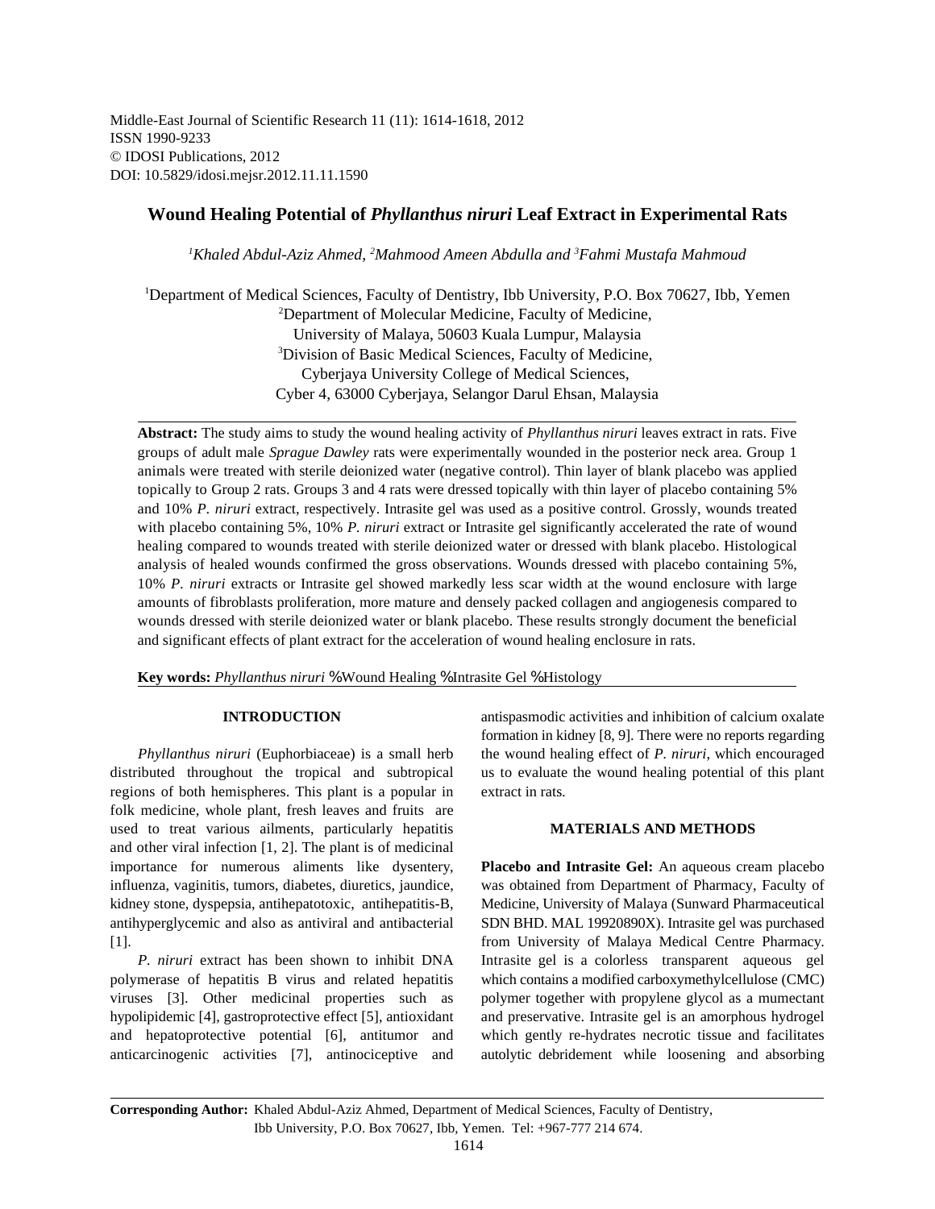Middle-East Journal of Scientific Research 11 (11): 1614-1618, 2012
ISSN 1990-9233
© IDOSI Publications, 2012
DOI: 10.5829/idosi.mejsr.2012.11.11.1590

# Wound Healing Potential of *Phyllanthus niruri* Leaf Extract in Experimental Rats

*[1]Khaled Abdul-Aziz Ahmed, [2]Mahmood Ameen Abdulla and [3]Fahmi Mustafa Mahmoud*

[1]Department of Medical Sciences, Faculty of Dentistry, Ibb University, P.O. Box 70627, Ibb, Yemen
[2]Department of Molecular Medicine, Faculty of Medicine, University of Malaya, 50603 Kuala Lumpur, Malaysia
[3]Division of Basic Medical Sciences, Faculty of Medicine, Cyberjaya University College of Medical Sciences, Cyber 4, 63000 Cyberjaya, Selangor Darul Ehsan, Malaysia

**Abstract:** The study aims to study the wound healing activity of *Phyllanthus niruri* leaves extract in rats. Five groups of adult male *Sprague Dawley* rats were experimentally wounded in the posterior neck area. Group 1 animals were treated with sterile deionized water (negative control). Thin layer of blank placebo was applied topically to Group 2 rats. Groups 3 and 4 rats were dressed topically with thin layer of placebo containing 5% and 10% *P. niruri* extract, respectively. Intrasite gel was used as a positive control. Grossly, wounds treated with placebo containing 5%, 10% *P. niruri* extract or Intrasite gel significantly accelerated the rate of wound healing compared to wounds treated with sterile deionized water or dressed with blank placebo. Histological analysis of healed wounds confirmed the gross observations. Wounds dressed with placebo containing 5%, 10% *P. niruri* extracts or Intrasite gel showed markedly less scar width at the wound enclosure with large amounts of fibroblasts proliferation, more mature and densely packed collagen and angiogenesis compared to wounds dressed with sterile deionized water or blank placebo. These results strongly document the beneficial and significant effects of plant extract for the acceleration of wound healing enclosure in rats.

**Key words:** *Phyllanthus niruri* % Wound Healing % Intrasite Gel % Histology

## INTRODUCTION

*Phyllanthus niruri* (Euphorbiaceae) is a small herb distributed throughout the tropical and subtropical regions of both hemispheres. This plant is a popular in folk medicine, whole plant, fresh leaves and fruits are used to treat various ailments, particularly hepatitis and other viral infection [1, 2]. The plant is of medicinal importance for numerous aliments like dysentery, influenza, vaginitis, tumors, diabetes, diuretics, jaundice, kidney stone, dyspepsia, antihepatotoxic, antihepatitis-B, antihyperglycemic and also as antiviral and antibacterial [1].

*P. niruri* extract has been shown to inhibit DNA polymerase of hepatitis B virus and related hepatitis viruses [3]. Other medicinal properties such as hypolipidemic [4], gastroprotective effect [5], antioxidant and hepatoprotective potential [6], antitumor and anticarcinogenic activities [7], antinociceptive and antispasmodic activities and inhibition of calcium oxalate formation in kidney [8, 9]. There were no reports regarding the wound healing effect of *P. niruri*, which encouraged us to evaluate the wound healing potential of this plant extract in rats.

## MATERIALS AND METHODS

**Placebo and Intrasite Gel:** An aqueous cream placebo was obtained from Department of Pharmacy, Faculty of Medicine, University of Malaya (Sunward Pharmaceutical SDN BHD. MAL 19920890X). Intrasite gel was purchased from University of Malaya Medical Centre Pharmacy. Intrasite gel is a colorless transparent aqueous gel which contains a modified carboxymethylcellulose (CMC) polymer together with propylene glycol as a mumectant and preservative. Intrasite gel is an amorphous hydrogel which gently re-hydrates necrotic tissue and facilitates autolytic debridement while loosening and absorbing

**Corresponding Author:** Khaled Abdul-Aziz Ahmed, Department of Medical Sciences, Faculty of Dentistry, Ibb University, P.O. Box 70627, Ibb, Yemen. Tel: +967-777 214 674.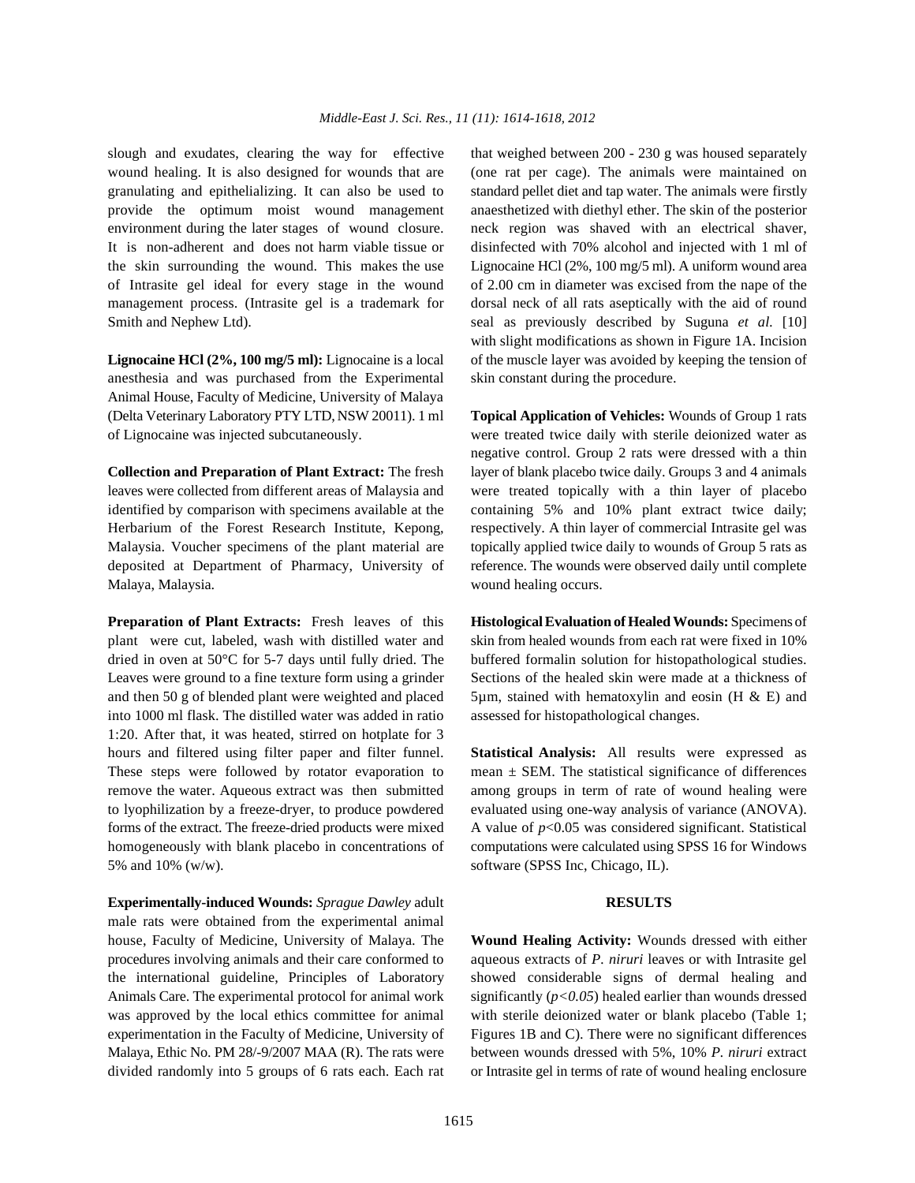slough and exudates, clearing the way for effective wound healing. It is also designed for wounds that are granulating and epithelializing. It can also be used to provide the optimum moist wound management environment during the later stages of wound closure. It is non-adherent and does not harm viable tissue or the skin surrounding the wound. This makes the use of Intrasite gel ideal for every stage in the wound management process. (Intrasite gel is a trademark for Smith and Nephew Ltd).

**Lignocaine HCl (2%, 100 mg/5 ml):** Lignocaine is a local anesthesia and was purchased from the Experimental Animal House, Faculty of Medicine, University of Malaya (Delta Veterinary Laboratory PTY LTD, NSW 20011). 1 ml of Lignocaine was injected subcutaneously.

**Collection and Preparation of Plant Extract:** The fresh leaves were collected from different areas of Malaysia and identified by comparison with specimens available at the Herbarium of the Forest Research Institute, Kepong, Malaysia. Voucher specimens of the plant material are deposited at Department of Pharmacy, University of Malaya, Malaysia.

**Preparation of Plant Extracts:** Fresh leaves of this plant were cut, labeled, wash with distilled water and dried in oven at 50°C for 5-7 days until fully dried. The Leaves were ground to a fine texture form using a grinder and then 50 g of blended plant were weighted and placed into 1000 ml flask. The distilled water was added in ratio 1:20. After that, it was heated, stirred on hotplate for 3 hours and filtered using filter paper and filter funnel. These steps were followed by rotator evaporation to remove the water. Aqueous extract was then submitted to lyophilization by a freeze-dryer, to produce powdered forms of the extract. The freeze-dried products were mixed homogeneously with blank placebo in concentrations of 5% and 10% (w/w).

**Experimentally-induced Wounds:** *Sprague Dawley* adult male rats were obtained from the experimental animal house, Faculty of Medicine, University of Malaya. The procedures involving animals and their care conformed to the international guideline, Principles of Laboratory Animals Care. The experimental protocol for animal work was approved by the local ethics committee for animal experimentation in the Faculty of Medicine, University of Malaya, Ethic No. PM 28/-9/2007 MAA (R). The rats were divided randomly into 5 groups of 6 rats each. Each rat that weighed between 200 - 230 g was housed separately (one rat per cage). The animals were maintained on standard pellet diet and tap water. The animals were firstly anaesthetized with diethyl ether. The skin of the posterior neck region was shaved with an electrical shaver, disinfected with 70% alcohol and injected with 1 ml of Lignocaine HCl (2%, 100 mg/5 ml). A uniform wound area of 2.00 cm in diameter was excised from the nape of the dorsal neck of all rats aseptically with the aid of round seal as previously described by Suguna *et al.* [10] with slight modifications as shown in Figure 1A. Incision of the muscle layer was avoided by keeping the tension of skin constant during the procedure.

**Topical Application of Vehicles:** Wounds of Group 1 rats were treated twice daily with sterile deionized water as negative control. Group 2 rats were dressed with a thin layer of blank placebo twice daily. Groups 3 and 4 animals were treated topically with a thin layer of placebo containing 5% and 10% plant extract twice daily; respectively. A thin layer of commercial Intrasite gel was topically applied twice daily to wounds of Group 5 rats as reference. The wounds were observed daily until complete wound healing occurs.

**Histological Evaluation of Healed Wounds:** Specimens of skin from healed wounds from each rat were fixed in 10% buffered formalin solution for histopathological studies. Sections of the healed skin were made at a thickness of 5μm, stained with hematoxylin and eosin (H & E) and assessed for histopathological changes.

**Statistical Analysis:** All results were expressed as mean ± SEM. The statistical significance of differences among groups in term of rate of wound healing were evaluated using one-way analysis of variance (ANOVA). A value of $p<0.05$ was considered significant. Statistical computations were calculated using SPSS 16 for Windows software (SPSS Inc, Chicago, IL).

## RESULTS

**Wound Healing Activity:** Wounds dressed with either aqueous extracts of *P. niruri* leaves or with Intrasite gel showed considerable signs of dermal healing and significantly ($p<0.05$) healed earlier than wounds dressed with sterile deionized water or blank placebo (Table 1; Figures 1B and C). There were no significant differences between wounds dressed with 5%, 10% *P. niruri* extract or Intrasite gel in terms of rate of wound healing enclosure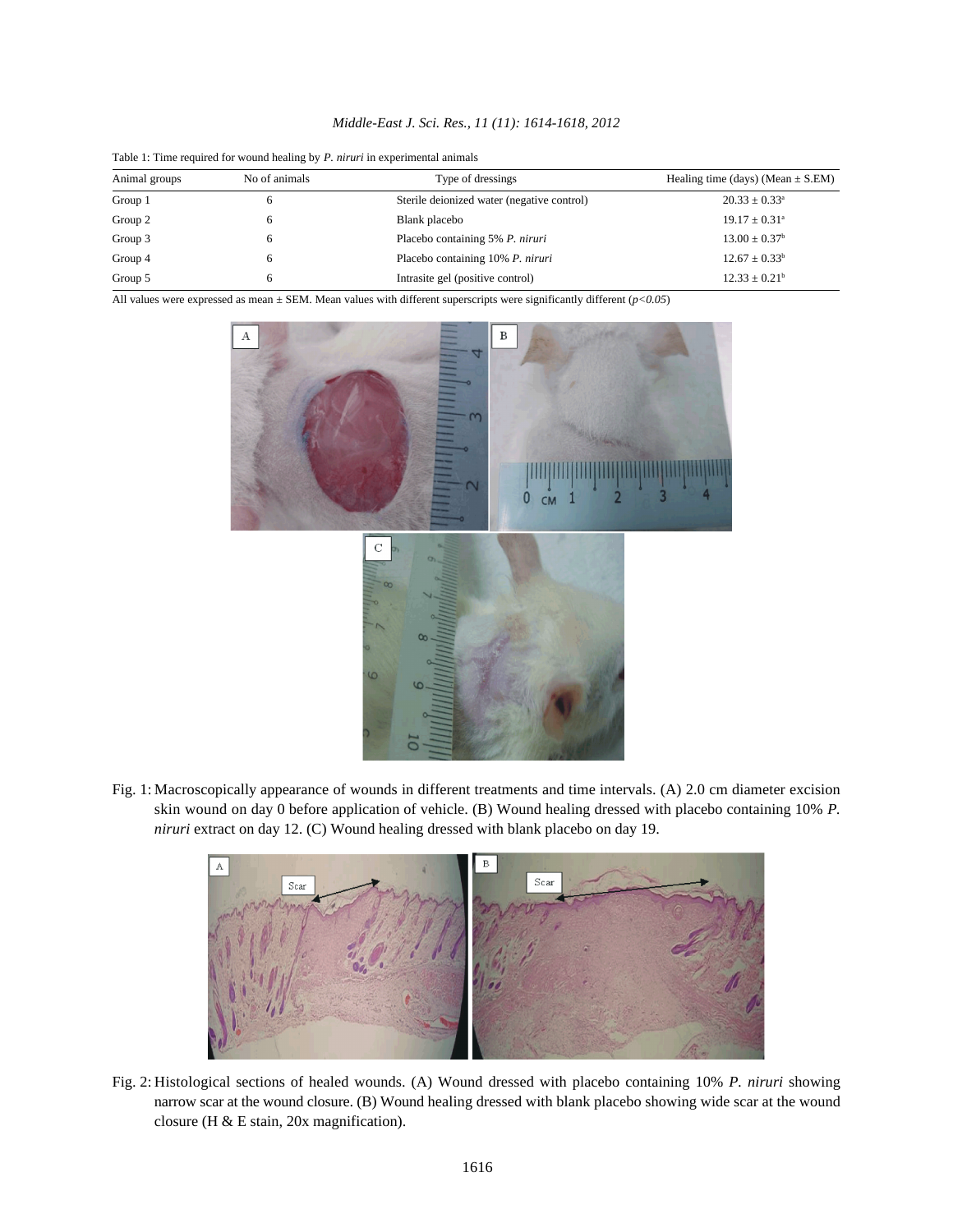Table 1: Time required for wound healing by *P. niruri* in experimental animals

| Animal groups | No of animals | Type of dressings | Healing time (days) (Mean ± S.EM) |
|---|---|---|---|
| Group 1 | 6 | Sterile deionized water (negative control) | $20.33 \pm 0.33^{a}$ |
| Group 2 | 6 | Blank placebo | $19.17 \pm 0.31^{a}$ |
| Group 3 | 6 | Placebo containing 5% *P. niruri* | $13.00 \pm 0.37^{b}$ |
| Group 4 | 6 | Placebo containing 10% *P. niruri* | $12.67 \pm 0.33^{b}$ |
| Group 5 | 6 | Intrasite gel (positive control) | $12.33 \pm 0.21^{b}$ |

All values were expressed as mean ± SEM. Mean values with different superscripts were significantly different ($p<0.05$)

Fig. 1: Macroscopically appearance of wounds in different treatments and time intervals. (A) 2.0 cm diameter excision skin wound on day 0 before application of vehicle. (B) Wound healing dressed with placebo containing 10% *P. niruri* extract on day 12. (C) Wound healing dressed with blank placebo on day 19.

Fig. 2: Histological sections of healed wounds. (A) Wound dressed with placebo containing 10% *P. niruri* showing narrow scar at the wound closure. (B) Wound healing dressed with blank placebo showing wide scar at the wound closure (H & E stain, 20x magnification).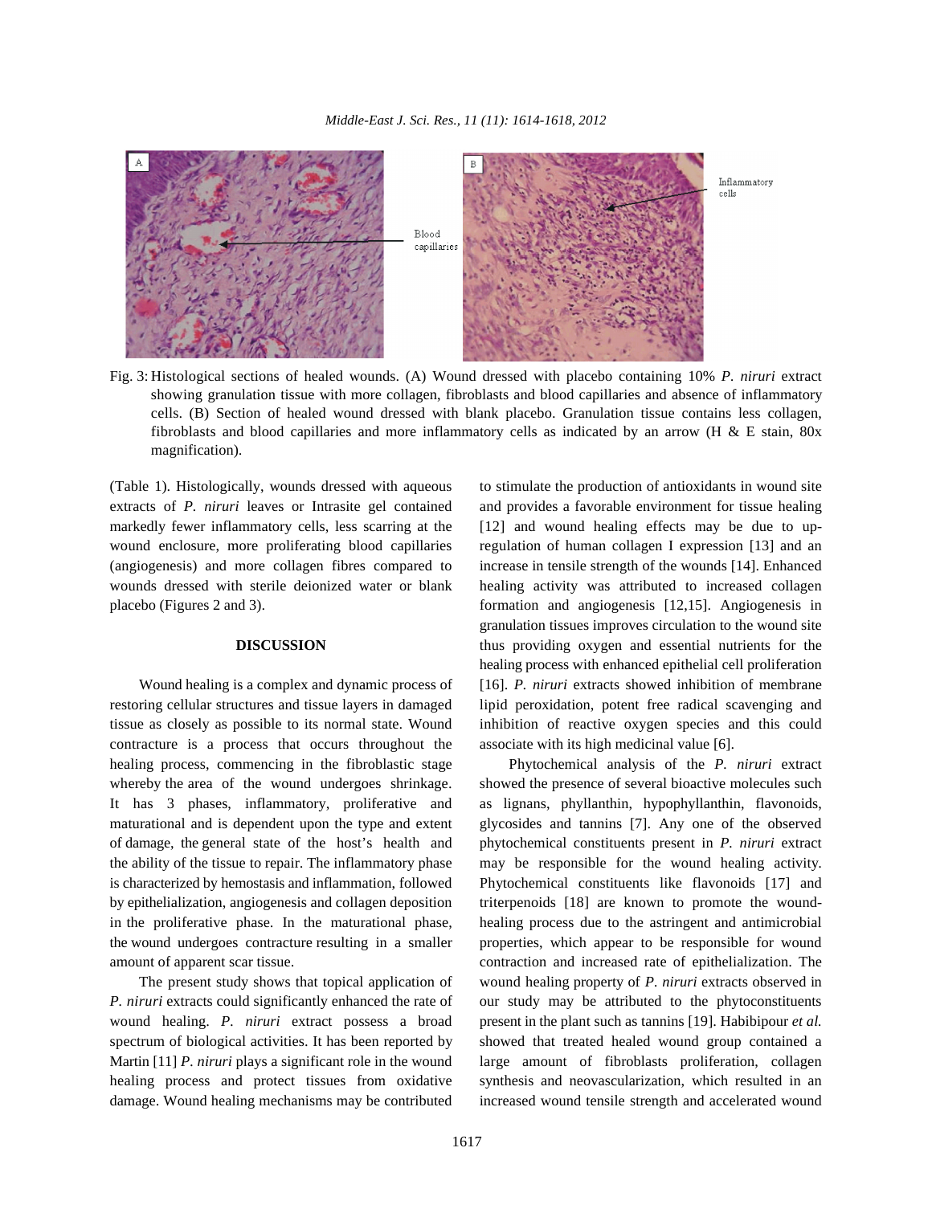Fig. 3: Histological sections of healed wounds. (A) Wound dressed with placebo containing 10% *P. niruri* extract showing granulation tissue with more collagen, fibroblasts and blood capillaries and absence of inflammatory cells. (B) Section of healed wound dressed with blank placebo. Granulation tissue contains less collagen, fibroblasts and blood capillaries and more inflammatory cells as indicated by an arrow (H & E stain, 80x magnification).

(Table 1). Histologically, wounds dressed with aqueous extracts of *P. niruri* leaves or Intrasite gel contained markedly fewer inflammatory cells, less scarring at the wound enclosure, more proliferating blood capillaries (angiogenesis) and more collagen fibres compared to wounds dressed with sterile deionized water or blank placebo (Figures 2 and 3).

## DISCUSSION

Wound healing is a complex and dynamic process of restoring cellular structures and tissue layers in damaged tissue as closely as possible to its normal state. Wound contracture is a process that occurs throughout the healing process, commencing in the fibroblastic stage whereby the area of the wound undergoes shrinkage. It has 3 phases, inflammatory, proliferative and maturational and is dependent upon the type and extent of damage, the general state of the host's health and the ability of the tissue to repair. The inflammatory phase is characterized by hemostasis and inflammation, followed by epithelialization, angiogenesis and collagen deposition in the proliferative phase. In the maturational phase, the wound undergoes contracture resulting in a smaller amount of apparent scar tissue.

The present study shows that topical application of *P. niruri* extracts could significantly enhanced the rate of wound healing. *P. niruri* extract possess a broad spectrum of biological activities. It has been reported by Martin [11] *P. niruri* plays a significant role in the wound healing process and protect tissues from oxidative damage. Wound healing mechanisms may be contributed to stimulate the production of antioxidants in wound site and provides a favorable environment for tissue healing [12] and wound healing effects may be due to up-regulation of human collagen I expression [13] and an increase in tensile strength of the wounds [14]. Enhanced healing activity was attributed to increased collagen formation and angiogenesis [12,15]. Angiogenesis in granulation tissues improves circulation to the wound site thus providing oxygen and essential nutrients for the healing process with enhanced epithelial cell proliferation [16]. *P. niruri* extracts showed inhibition of membrane lipid peroxidation, potent free radical scavenging and inhibition of reactive oxygen species and this could associate with its high medicinal value [6].

Phytochemical analysis of the *P. niruri* extract showed the presence of several bioactive molecules such as lignans, phyllanthin, hypophyllanthin, flavonoids, glycosides and tannins [7]. Any one of the observed phytochemical constituents present in *P. niruri* extract may be responsible for the wound healing activity. Phytochemical constituents like flavonoids [17] and triterpenoids [18] are known to promote the wound-healing process due to the astringent and antimicrobial properties, which appear to be responsible for wound contraction and increased rate of epithelialization. The wound healing property of *P. niruri* extracts observed in our study may be attributed to the phytoconstituents present in the plant such as tannins [19]. Habibipour *et al.* showed that treated healed wound group contained a large amount of fibroblasts proliferation, collagen synthesis and neovascularization, which resulted in an increased wound tensile strength and accelerated wound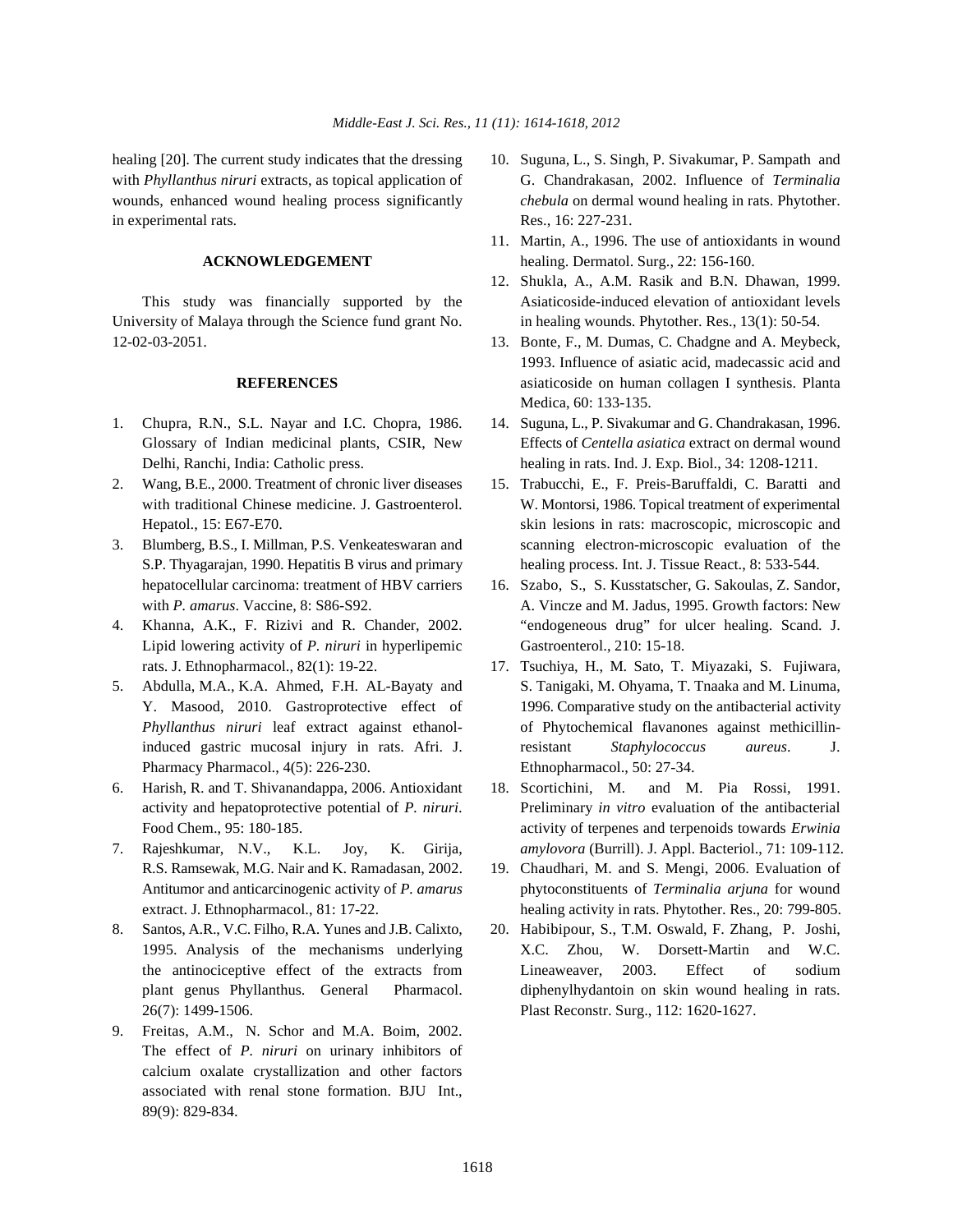healing [20]. The current study indicates that the dressing with *Phyllanthus niruri* extracts, as topical application of wounds, enhanced wound healing process significantly in experimental rats.

## ACKNOWLEDGEMENT

This study was financially supported by the University of Malaya through the Science fund grant No. 12-02-03-2051.

## REFERENCES

1. Chupra, R.N., S.L. Nayar and I.C. Chopra, 1986. Glossary of Indian medicinal plants, CSIR, New Delhi, Ranchi, India: Catholic press.
2. Wang, B.E., 2000. Treatment of chronic liver diseases with traditional Chinese medicine. J. Gastroenterol. Hepatol., 15: E67-E70.
3. Blumberg, B.S., I. Millman, P.S. Venkeateswaran and S.P. Thyagarajan, 1990. Hepatitis B virus and primary hepatocellular carcinoma: treatment of HBV carriers with *P. amarus*. Vaccine, 8: S86-S92.
4. Khanna, A.K., F. Rizivi and R. Chander, 2002. Lipid lowering activity of *P. niruri* in hyperlipemic rats. J. Ethnopharmacol., 82(1): 19-22.
5. Abdulla, M.A., K.A. Ahmed, F.H. AL-Bayaty and Y. Masood, 2010. Gastroprotective effect of *Phyllanthus niruri* leaf extract against ethanol-induced gastric mucosal injury in rats. Afri. J. Pharmacy Pharmacol., 4(5): 226-230.
6. Harish, R. and T. Shivanandappa, 2006. Antioxidant activity and hepatoprotective potential of *P. niruri*. Food Chem., 95: 180-185.
7. Rajeshkumar, N.V., K.L. Joy, K. Girija, R.S. Ramsewak, M.G. Nair and K. Ramadasan, 2002. Antitumor and anticarcinogenic activity of *P. amarus* extract. J. Ethnopharmacol., 81: 17-22.
8. Santos, A.R., V.C. Filho, R.A. Yunes and J.B. Calixto, 1995. Analysis of the mechanisms underlying the antinociceptive effect of the extracts from plant genus Phyllanthus. General Pharmacol. 26(7): 1499-1506.
9. Freitas, A.M., N. Schor and M.A. Boim, 2002. The effect of *P. niruri* on urinary inhibitors of calcium oxalate crystallization and other factors associated with renal stone formation. BJU Int., 89(9): 829-834.
10. Suguna, L., S. Singh, P. Sivakumar, P. Sampath and G. Chandrakasan, 2002. Influence of *Terminalia chebula* on dermal wound healing in rats. Phytother. Res., 16: 227-231.
11. Martin, A., 1996. The use of antioxidants in wound healing. Dermatol. Surg., 22: 156-160.
12. Shukla, A., A.M. Rasik and B.N. Dhawan, 1999. Asiaticoside-induced elevation of antioxidant levels in healing wounds. Phytother. Res., 13(1): 50-54.
13. Bonte, F., M. Dumas, C. Chadgne and A. Meybeck, 1993. Influence of asiatic acid, madecassic acid and asiaticoside on human collagen I synthesis. Planta Medica, 60: 133-135.
14. Suguna, L., P. Sivakumar and G. Chandrakasan, 1996. Effects of *Centella asiatica* extract on dermal wound healing in rats. Ind. J. Exp. Biol., 34: 1208-1211.
15. Trabucchi, E., F. Preis-Baruffaldi, C. Baratti and W. Montorsi, 1986. Topical treatment of experimental skin lesions in rats: macroscopic, microscopic and scanning electron-microscopic evaluation of the healing process. Int. J. Tissue React., 8: 533-544.
16. Szabo, S., S. Kusstatscher, G. Sakoulas, Z. Sandor, A. Vincze and M. Jadus, 1995. Growth factors: New "endogeneous drug" for ulcer healing. Scand. J. Gastroenterol., 210: 15-18.
17. Tsuchiya, H., M. Sato, T. Miyazaki, S. Fujiwara, S. Tanigaki, M. Ohyama, T. Tnaaka and M. Linuma, 1996. Comparative study on the antibacterial activity of Phytochemical flavanones against methicillin-resistant *Staphylococcus aureus*. J. Ethnopharmacol., 50: 27-34.
18. Scortichini, M. and M. Pia Rossi, 1991. Preliminary *in vitro* evaluation of the antibacterial activity of terpenes and terpenoids towards *Erwinia amylovora* (Burrill). J. Appl. Bacteriol., 71: 109-112.
19. Chaudhari, M. and S. Mengi, 2006. Evaluation of phytoconstituents of *Terminalia arjuna* for wound healing activity in rats. Phytother. Res., 20: 799-805.
20. Habibipour, S., T.M. Oswald, F. Zhang, P. Joshi, X.C. Zhou, W. Dorsett-Martin and W.C. Lineaweaver, 2003. Effect of sodium diphenylhydantoin on skin wound healing in rats. Plast Reconstr. Surg., 112: 1620-1627.